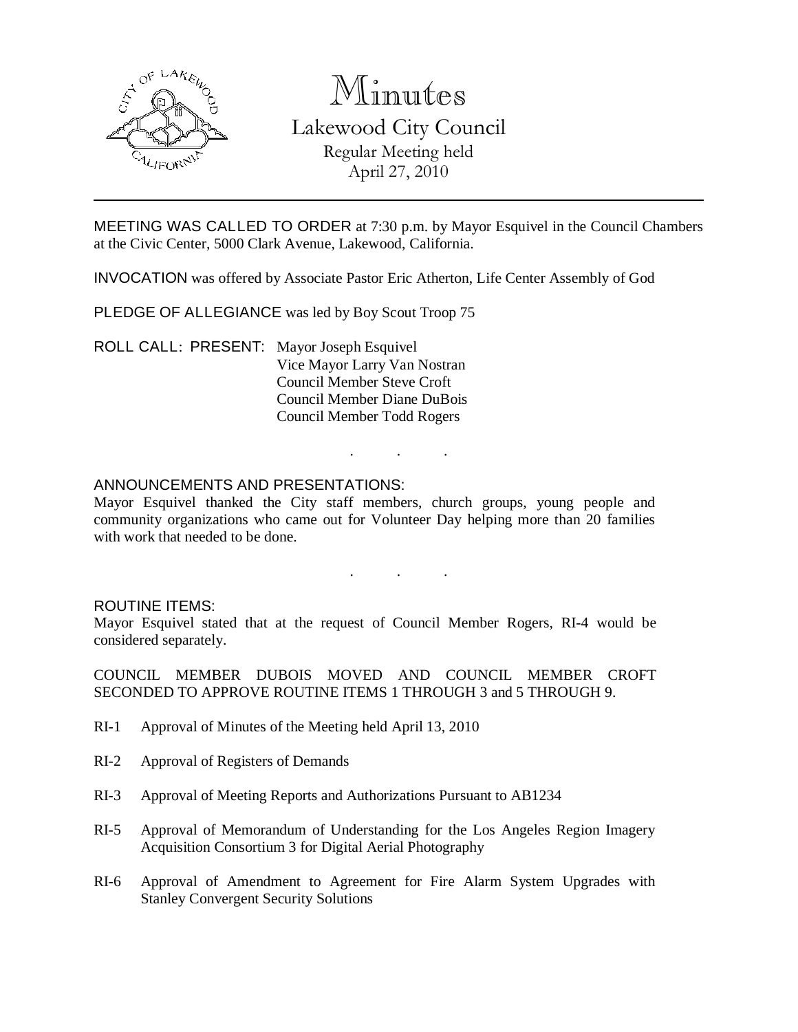# Minutes

## Lakewood City Council

Regular Meeting held
April 27, 2010

---

MEETING WAS CALLED TO ORDER at 7:30 p.m. by Mayor Esquivel in the Council Chambers at the Civic Center, 5000 Clark Avenue, Lakewood, California.

INVOCATION was offered by Associate Pastor Eric Atherton, Life Center Assembly of God

PLEDGE OF ALLEGIANCE was led by Boy Scout Troop 75

ROLL CALL: PRESENT: Mayor Joseph Esquivel
Vice Mayor Larry Van Nostran
Council Member Steve Croft
Council Member Diane DuBois
Council Member Todd Rogers

. . .

ANNOUNCEMENTS AND PRESENTATIONS:
Mayor Esquivel thanked the City staff members, church groups, young people and community organizations who came out for Volunteer Day helping more than 20 families with work that needed to be done.

. . .

ROUTINE ITEMS:
Mayor Esquivel stated that at the request of Council Member Rogers, RI-4 would be considered separately.

COUNCIL MEMBER DUBOIS MOVED AND COUNCIL MEMBER CROFT SECONDED TO APPROVE ROUTINE ITEMS 1 THROUGH 3 and 5 THROUGH 9.

RI-1 Approval of Minutes of the Meeting held April 13, 2010

RI-2 Approval of Registers of Demands

RI-3 Approval of Meeting Reports and Authorizations Pursuant to AB1234

RI-5 Approval of Memorandum of Understanding for the Los Angeles Region Imagery Acquisition Consortium 3 for Digital Aerial Photography

RI-6 Approval of Amendment to Agreement for Fire Alarm System Upgrades with Stanley Convergent Security Solutions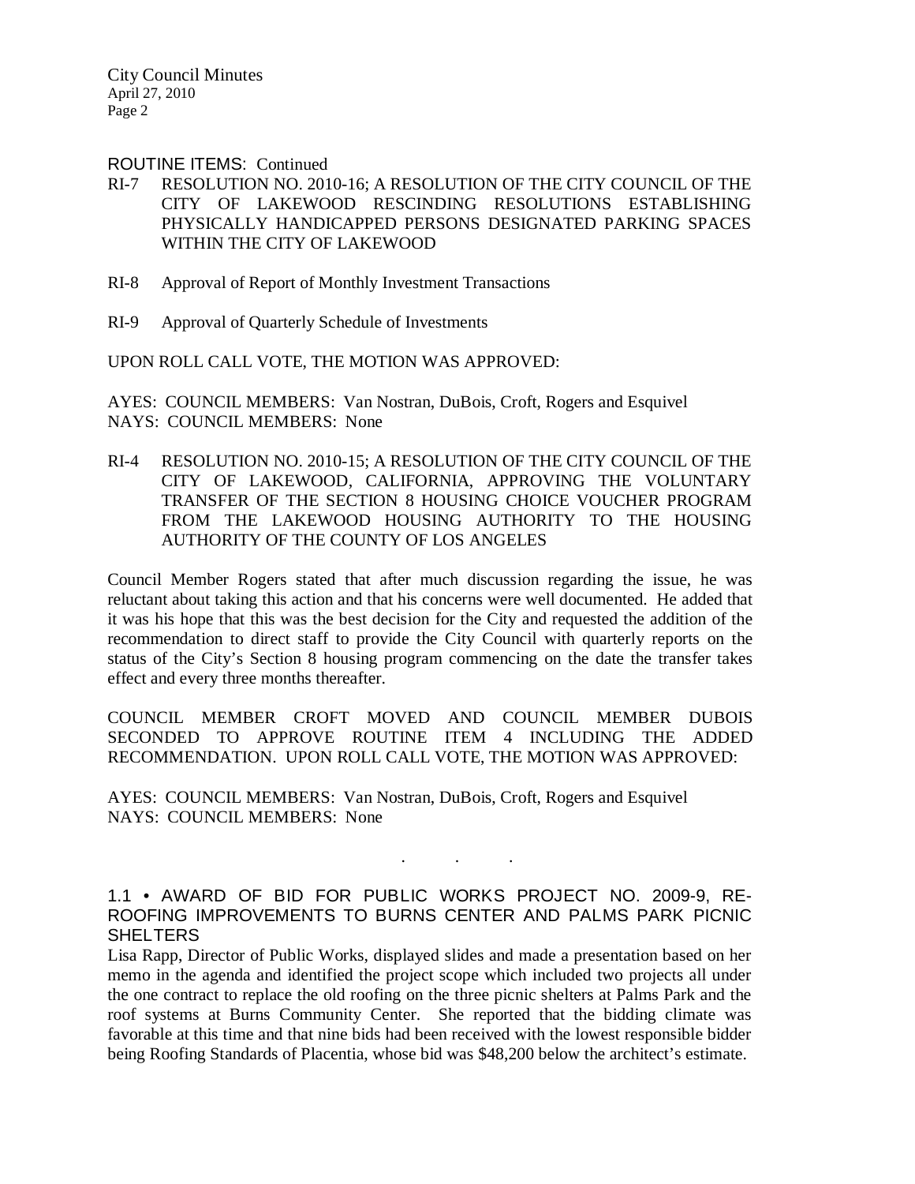ROUTINE ITEMS: Continued

RI-7 RESOLUTION NO. 2010-16; A RESOLUTION OF THE CITY COUNCIL OF THE CITY OF LAKEWOOD RESCINDING RESOLUTIONS ESTABLISHING PHYSICALLY HANDICAPPED PERSONS DESIGNATED PARKING SPACES WITHIN THE CITY OF LAKEWOOD

RI-8 Approval of Report of Monthly Investment Transactions

RI-9 Approval of Quarterly Schedule of Investments

UPON ROLL CALL VOTE, THE MOTION WAS APPROVED:

AYES: COUNCIL MEMBERS: Van Nostran, DuBois, Croft, Rogers and Esquivel
NAYS: COUNCIL MEMBERS: None

RI-4 RESOLUTION NO. 2010-15; A RESOLUTION OF THE CITY COUNCIL OF THE CITY OF LAKEWOOD, CALIFORNIA, APPROVING THE VOLUNTARY TRANSFER OF THE SECTION 8 HOUSING CHOICE VOUCHER PROGRAM FROM THE LAKEWOOD HOUSING AUTHORITY TO THE HOUSING AUTHORITY OF THE COUNTY OF LOS ANGELES

Council Member Rogers stated that after much discussion regarding the issue, he was reluctant about taking this action and that his concerns were well documented. He added that it was his hope that this was the best decision for the City and requested the addition of the recommendation to direct staff to provide the City Council with quarterly reports on the status of the City's Section 8 housing program commencing on the date the transfer takes effect and every three months thereafter.

COUNCIL MEMBER CROFT MOVED AND COUNCIL MEMBER DUBOIS SECONDED TO APPROVE ROUTINE ITEM 4 INCLUDING THE ADDED RECOMMENDATION. UPON ROLL CALL VOTE, THE MOTION WAS APPROVED:

AYES: COUNCIL MEMBERS: Van Nostran, DuBois, Croft, Rogers and Esquivel
NAYS: COUNCIL MEMBERS: None

. . .

1.1 • AWARD OF BID FOR PUBLIC WORKS PROJECT NO. 2009-9, RE-ROOFING IMPROVEMENTS TO BURNS CENTER AND PALMS PARK PICNIC SHELTERS

Lisa Rapp, Director of Public Works, displayed slides and made a presentation based on her memo in the agenda and identified the project scope which included two projects all under the one contract to replace the old roofing on the three picnic shelters at Palms Park and the roof systems at Burns Community Center. She reported that the bidding climate was favorable at this time and that nine bids had been received with the lowest responsible bidder being Roofing Standards of Placentia, whose bid was $48,200 below the architect's estimate.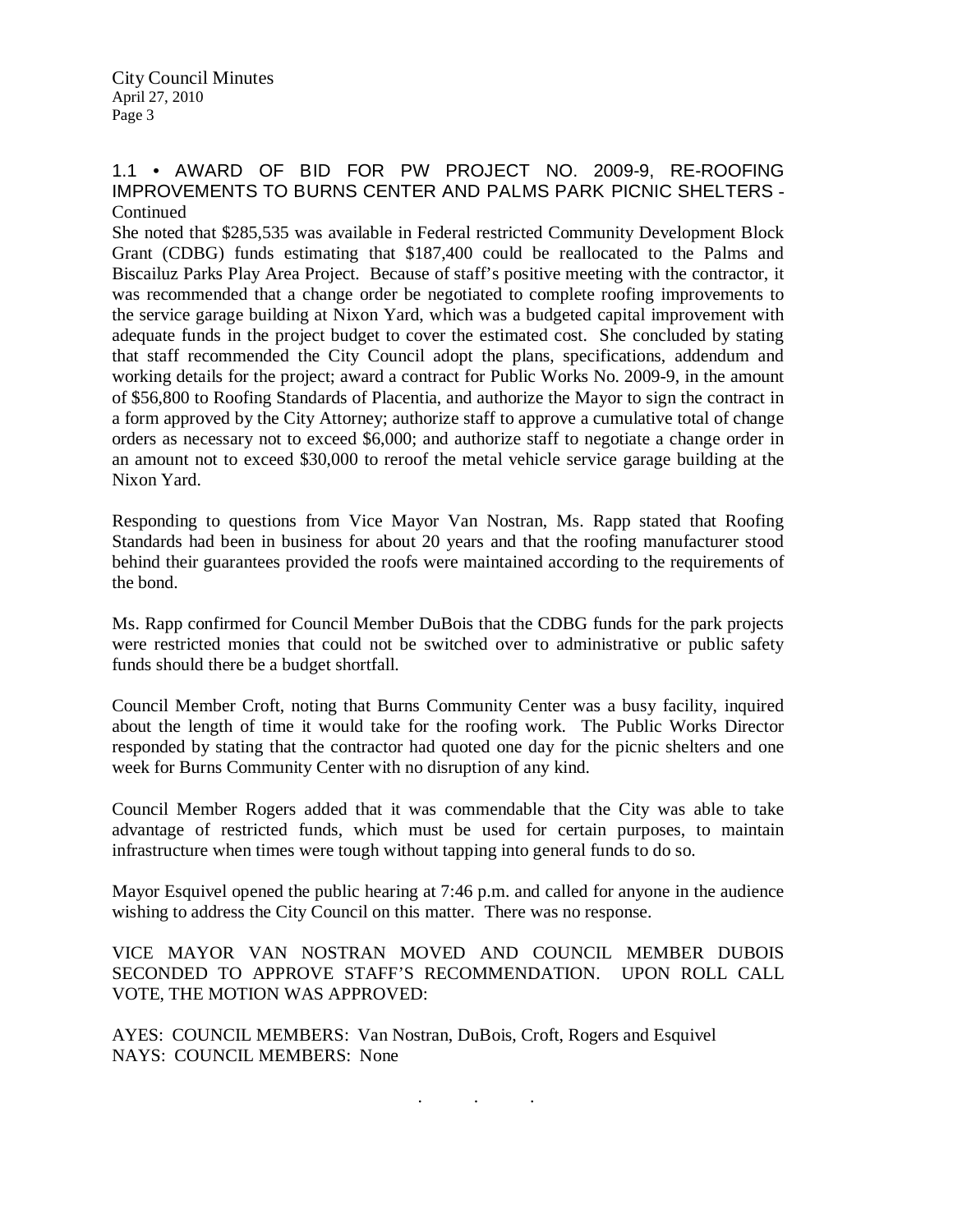## 1.1 • AWARD OF BID FOR PW PROJECT NO. 2009-9, RE-ROOFING IMPROVEMENTS TO BURNS CENTER AND PALMS PARK PICNIC SHELTERS - Continued

She noted that $285,535 was available in Federal restricted Community Development Block Grant (CDBG) funds estimating that $187,400 could be reallocated to the Palms and Biscailuz Parks Play Area Project. Because of staff's positive meeting with the contractor, it was recommended that a change order be negotiated to complete roofing improvements to the service garage building at Nixon Yard, which was a budgeted capital improvement with adequate funds in the project budget to cover the estimated cost. She concluded by stating that staff recommended the City Council adopt the plans, specifications, addendum and working details for the project; award a contract for Public Works No. 2009-9, in the amount of $56,800 to Roofing Standards of Placentia, and authorize the Mayor to sign the contract in a form approved by the City Attorney; authorize staff to approve a cumulative total of change orders as necessary not to exceed $6,000; and authorize staff to negotiate a change order in an amount not to exceed $30,000 to reroof the metal vehicle service garage building at the Nixon Yard.

Responding to questions from Vice Mayor Van Nostran, Ms. Rapp stated that Roofing Standards had been in business for about 20 years and that the roofing manufacturer stood behind their guarantees provided the roofs were maintained according to the requirements of the bond.

Ms. Rapp confirmed for Council Member DuBois that the CDBG funds for the park projects were restricted monies that could not be switched over to administrative or public safety funds should there be a budget shortfall.

Council Member Croft, noting that Burns Community Center was a busy facility, inquired about the length of time it would take for the roofing work. The Public Works Director responded by stating that the contractor had quoted one day for the picnic shelters and one week for Burns Community Center with no disruption of any kind.

Council Member Rogers added that it was commendable that the City was able to take advantage of restricted funds, which must be used for certain purposes, to maintain infrastructure when times were tough without tapping into general funds to do so.

Mayor Esquivel opened the public hearing at 7:46 p.m. and called for anyone in the audience wishing to address the City Council on this matter. There was no response.

VICE MAYOR VAN NOSTRAN MOVED AND COUNCIL MEMBER DUBOIS SECONDED TO APPROVE STAFF'S RECOMMENDATION. UPON ROLL CALL VOTE, THE MOTION WAS APPROVED:

AYES: COUNCIL MEMBERS: Van Nostran, DuBois, Croft, Rogers and Esquivel
NAYS: COUNCIL MEMBERS: None

. . .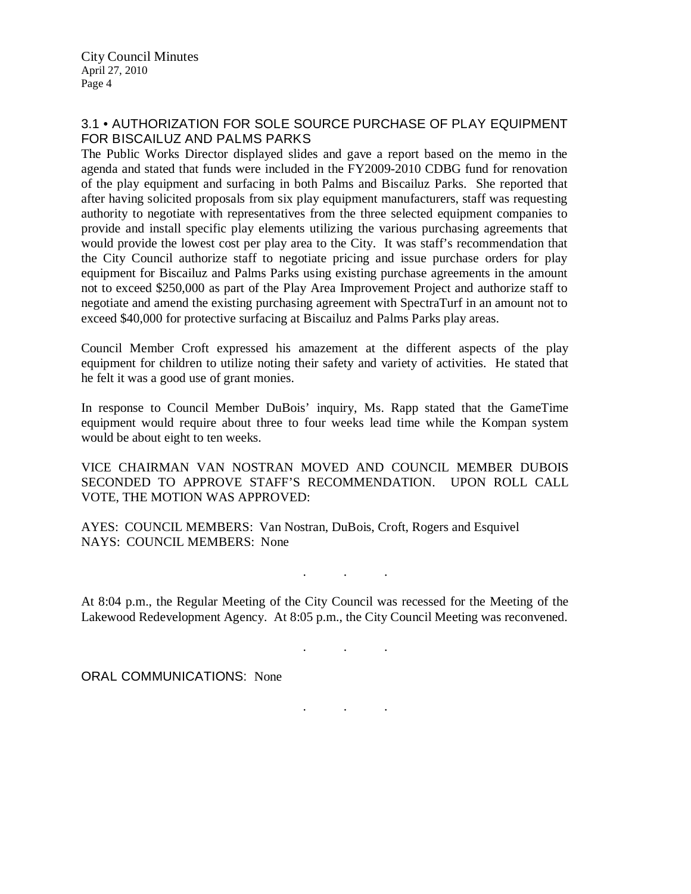## 3.1 • AUTHORIZATION FOR SOLE SOURCE PURCHASE OF PLAY EQUIPMENT FOR BISCAILUZ AND PALMS PARKS

The Public Works Director displayed slides and gave a report based on the memo in the agenda and stated that funds were included in the FY2009-2010 CDBG fund for renovation of the play equipment and surfacing in both Palms and Biscailuz Parks. She reported that after having solicited proposals from six play equipment manufacturers, staff was requesting authority to negotiate with representatives from the three selected equipment companies to provide and install specific play elements utilizing the various purchasing agreements that would provide the lowest cost per play area to the City. It was staff's recommendation that the City Council authorize staff to negotiate pricing and issue purchase orders for play equipment for Biscailuz and Palms Parks using existing purchase agreements in the amount not to exceed $250,000 as part of the Play Area Improvement Project and authorize staff to negotiate and amend the existing purchasing agreement with SpectraTurf in an amount not to exceed $40,000 for protective surfacing at Biscailuz and Palms Parks play areas.

Council Member Croft expressed his amazement at the different aspects of the play equipment for children to utilize noting their safety and variety of activities. He stated that he felt it was a good use of grant monies.

In response to Council Member DuBois' inquiry, Ms. Rapp stated that the GameTime equipment would require about three to four weeks lead time while the Kompan system would be about eight to ten weeks.

VICE CHAIRMAN VAN NOSTRAN MOVED AND COUNCIL MEMBER DUBOIS SECONDED TO APPROVE STAFF'S RECOMMENDATION. UPON ROLL CALL VOTE, THE MOTION WAS APPROVED:

AYES: COUNCIL MEMBERS: Van Nostran, DuBois, Croft, Rogers and Esquivel
NAYS: COUNCIL MEMBERS: None

. . .

At 8:04 p.m., the Regular Meeting of the City Council was recessed for the Meeting of the Lakewood Redevelopment Agency. At 8:05 p.m., the City Council Meeting was reconvened.

. . .

ORAL COMMUNICATIONS: None

. . .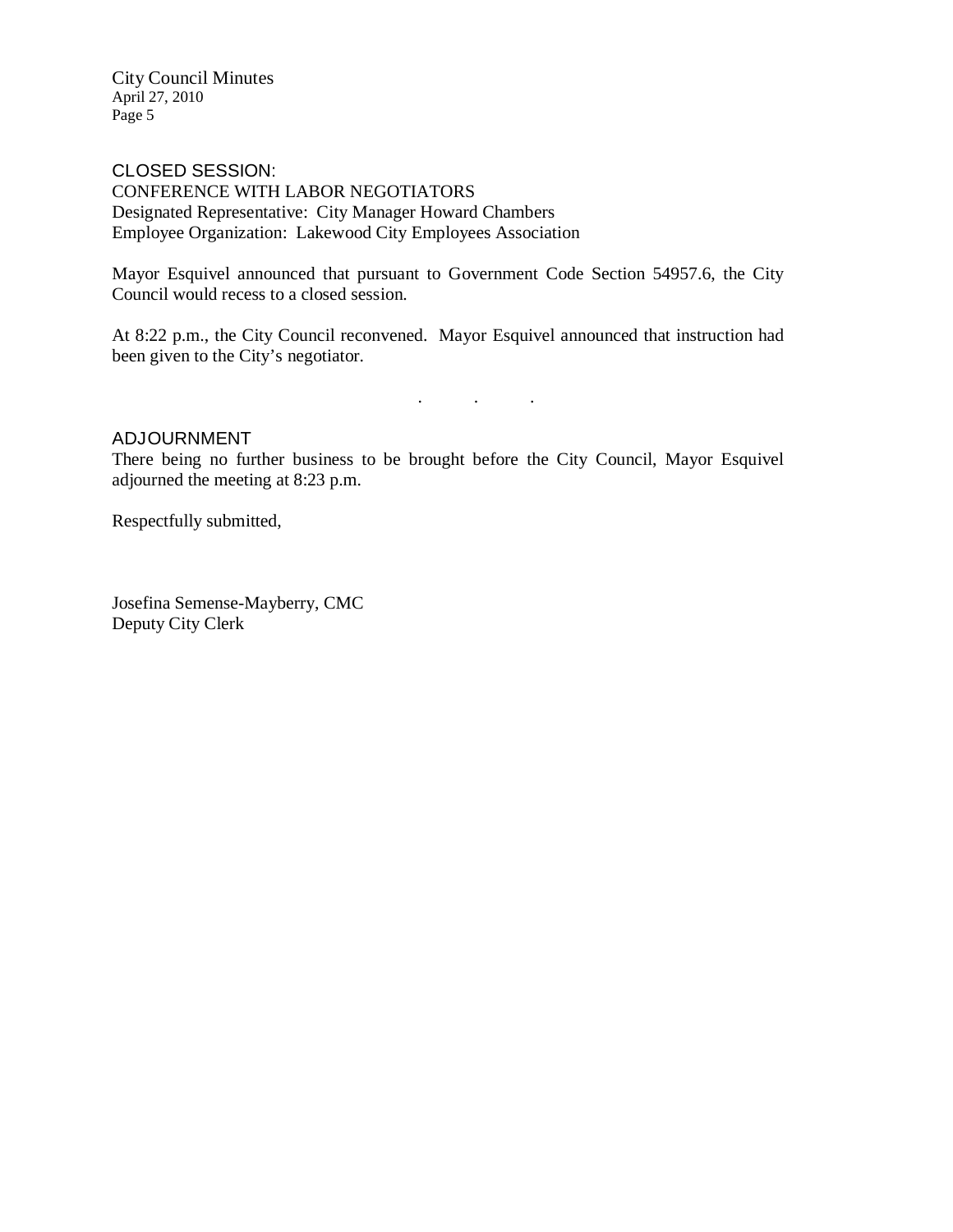## CLOSED SESSION:

CONFERENCE WITH LABOR NEGOTIATORS
Designated Representative: City Manager Howard Chambers
Employee Organization: Lakewood City Employees Association

Mayor Esquivel announced that pursuant to Government Code Section 54957.6, the City Council would recess to a closed session.

At 8:22 p.m., the City Council reconvened. Mayor Esquivel announced that instruction had been given to the City's negotiator.

. . .

## ADJOURNMENT

There being no further business to be brought before the City Council, Mayor Esquivel adjourned the meeting at 8:23 p.m.

Respectfully submitted,

Josefina Semense-Mayberry, CMC
Deputy City Clerk